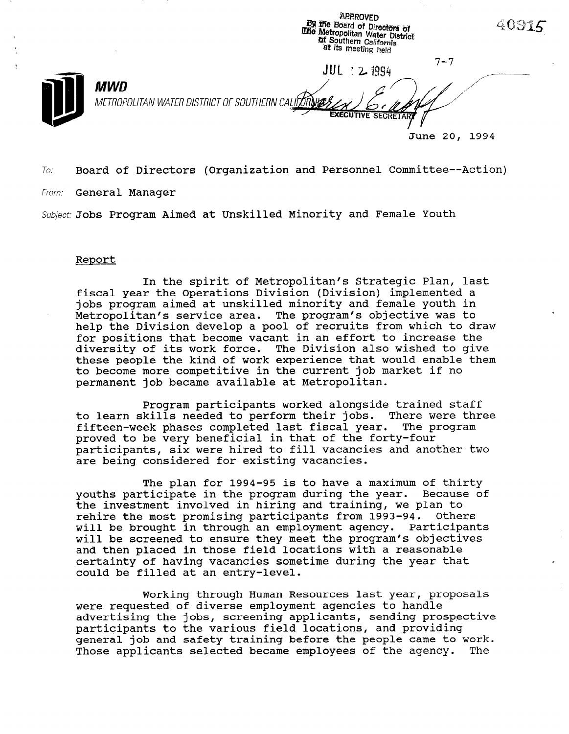APPROVED
By the Board of Directors of
The Metropolitan Water District
of Southern California
at its meeting held

JUL 12 1994

EXECUTIVE SECRETARY

40915

7-7

**MWD**

METROPOLITAN WATER DISTRICT OF SOUTHERN CALIFORNIA

June 20, 1994

*To:* Board of Directors (Organization and Personnel Committee--Action)

*From:* General Manager

*Subject:* Jobs Program Aimed at Unskilled Minority and Female Youth

## Report

In the spirit of Metropolitan's Strategic Plan, last fiscal year the Operations Division (Division) implemented a jobs program aimed at unskilled minority and female youth in Metropolitan's service area. The program's objective was to help the Division develop a pool of recruits from which to draw for positions that become vacant in an effort to increase the diversity of its work force. The Division also wished to give these people the kind of work experience that would enable them to become more competitive in the current job market if no permanent job became available at Metropolitan.

Program participants worked alongside trained staff to learn skills needed to perform their jobs. There were three fifteen-week phases completed last fiscal year. The program proved to be very beneficial in that of the forty-four participants, six were hired to fill vacancies and another two are being considered for existing vacancies.

The plan for 1994-95 is to have a maximum of thirty youths participate in the program during the year. Because of the investment involved in hiring and training, we plan to rehire the most promising participants from 1993-94. Others will be brought in through an employment agency. Participants will be screened to ensure they meet the program's objectives and then placed in those field locations with a reasonable certainty of having vacancies sometime during the year that could be filled at an entry-level.

Working through Human Resources last year, proposals were requested of diverse employment agencies to handle advertising the jobs, screening applicants, sending prospective participants to the various field locations, and providing general job and safety training before the people came to work. Those applicants selected became employees of the agency. The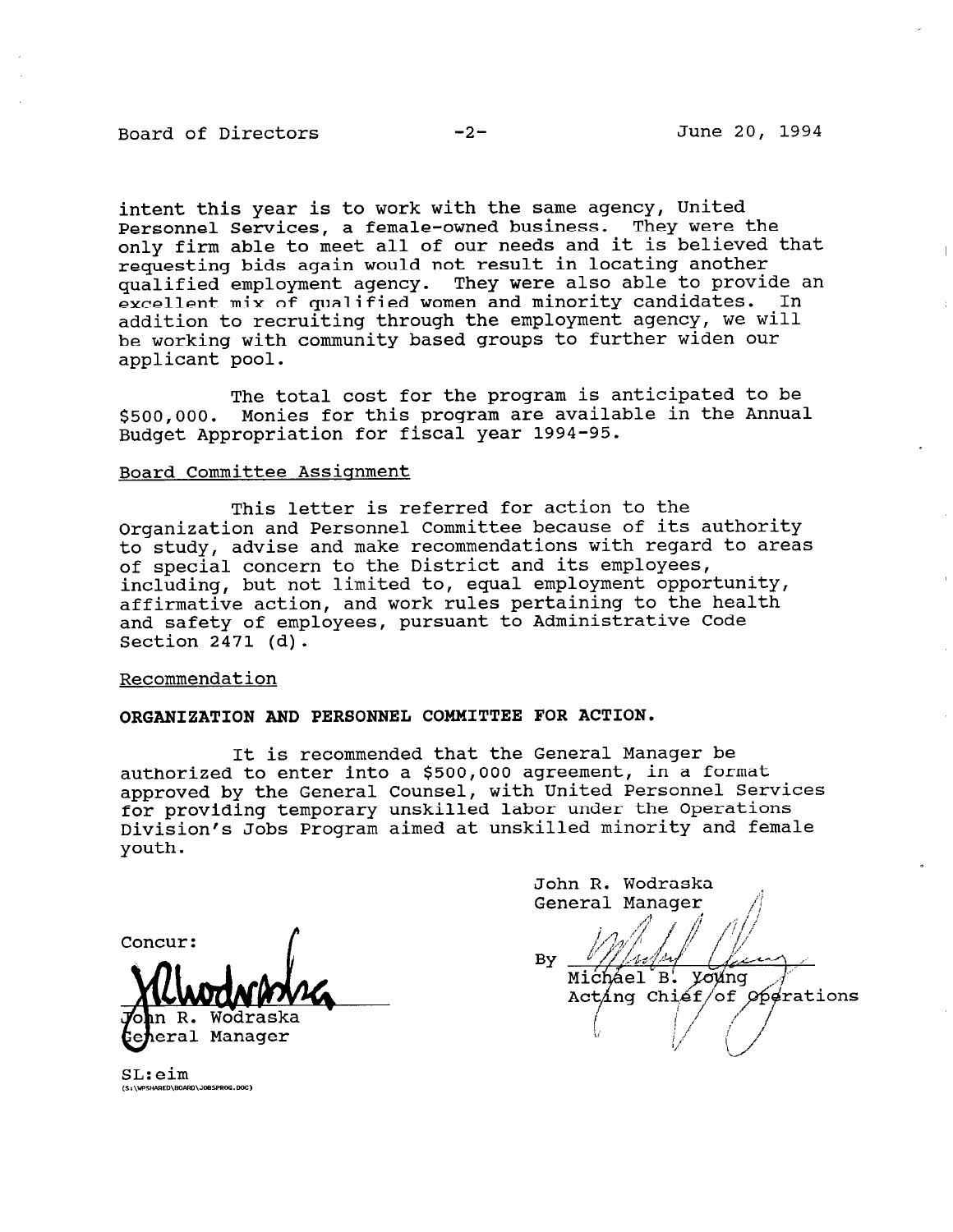intent this year is to work with the same agency, United Personnel Services, a female-owned business. They were the only firm able to meet all of our needs and it is believed that requesting bids again would not result in locating another qualified employment agency. They were also able to provide an excellent mix of qualified women and minority candidates. In addition to recruiting through the employment agency, we will be working with community based groups to further widen our applicant pool.

The total cost for the program is anticipated to be $500,000. Monies for this program are available in the Annual Budget Appropriation for fiscal year 1994-95.

Board Committee Assignment

This letter is referred for action to the Organization and Personnel Committee because of its authority to study, advise and make recommendations with regard to areas of special concern to the District and its employees, including, but not limited to, equal employment opportunity, affirmative action, and work rules pertaining to the health and safety of employees, pursuant to Administrative Code Section 2471 (d).

Recommendation

**ORGANIZATION AND PERSONNEL COMMITTEE FOR ACTION.**

It is recommended that the General Manager be authorized to enter into a $500,000 agreement, in a format approved by the General Counsel, with United Personnel Services for providing temporary unskilled labor under the Operations Division's Jobs Program aimed at unskilled minority and female youth.

John R. Wodraska
General Manager

By
Michael B. Young
Acting Chief of Operations

Concur:

John R. Wodraska
General Manager

SL:eim
(S:\WPSHARED\BOARD\JOBSPROG.DOC)